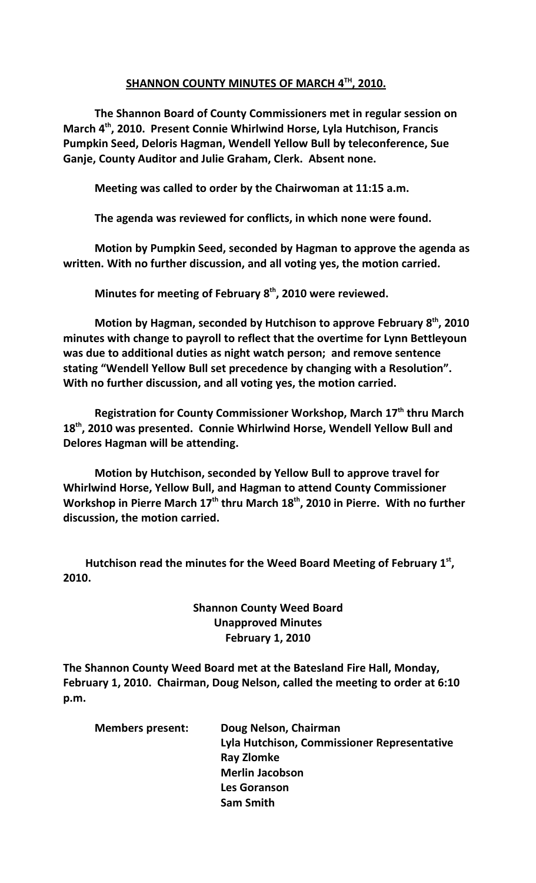## SHANNON COUNTY MINUTES OF MARCH 4TH, 2010.

**The Shannon Board of County Commissioners met in regular session on March 4th, 2010. Present Connie Whirlwind Horse, Lyla Hutchison, Francis Pumpkin Seed, Deloris Hagman, Wendell Yellow Bull by teleconference, Sue Ganje, County Auditor and Julie Graham, Clerk. Absent none.**

**Meeting was called to order by the Chairwoman at 11:15 a.m.**

**The agenda was reviewed for conflicts, in which none were found.**

**Motion by Pumpkin Seed, seconded by Hagman to approve the agenda as written. With no further discussion, and all voting yes, the motion carried.**

**Minutes for meeting of February 8th, 2010 were reviewed.**

**Motion by Hagman, seconded by Hutchison to approve February 8th, 2010 minutes with change to payroll to reflect that the overtime for Lynn Bettleyoun was due to additional duties as night watch person; and remove sentence stating "Wendell Yellow Bull set precedence by changing with a Resolution". With no further discussion, and all voting yes, the motion carried.**

**Registration for County Commissioner Workshop, March 17th thru March 18th, 2010 was presented. Connie Whirlwind Horse, Wendell Yellow Bull and Delores Hagman will be attending.**

**Motion by Hutchison, seconded by Yellow Bull to approve travel for Whirlwind Horse, Yellow Bull, and Hagman to attend County Commissioner Workshop in Pierre March 17th thru March 18th, 2010 in Pierre. With no further discussion, the motion carried.**

**Hutchison read the minutes for the Weed Board Meeting of February 1st, 2010.**

**Shannon County Weed Board**
**Unapproved Minutes**
**February 1, 2010**

**The Shannon County Weed Board met at the Batesland Fire Hall, Monday, February 1, 2010. Chairman, Doug Nelson, called the meeting to order at 6:10 p.m.**

**Members present:** **Doug Nelson, Chairman**
**Lyla Hutchison, Commissioner Representative**
**Ray Zlomke**
**Merlin Jacobson**
**Les Goranson**
**Sam Smith**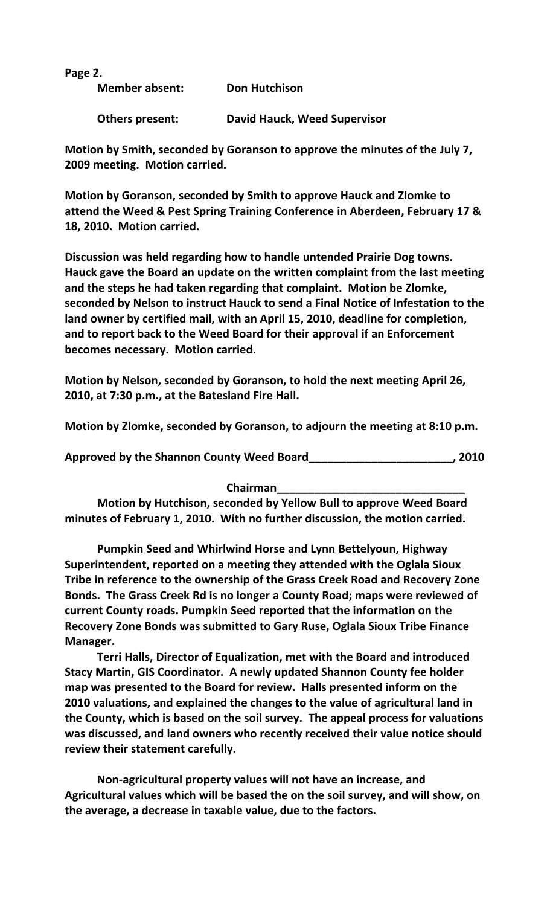**Page 2.**

**Member absent: Don Hutchison**

**Others present: David Hauck, Weed Supervisor**

**Motion by Smith, seconded by Goranson to approve the minutes of the July 7, 2009 meeting. Motion carried.**

**Motion by Goranson, seconded by Smith to approve Hauck and Zlomke to attend the Weed & Pest Spring Training Conference in Aberdeen, February 17 & 18, 2010. Motion carried.**

**Discussion was held regarding how to handle untended Prairie Dog towns. Hauck gave the Board an update on the written complaint from the last meeting and the steps he had taken regarding that complaint. Motion be Zlomke, seconded by Nelson to instruct Hauck to send a Final Notice of Infestation to the land owner by certified mail, with an April 15, 2010, deadline for completion, and to report back to the Weed Board for their approval if an Enforcement becomes necessary. Motion carried.**

**Motion by Nelson, seconded by Goranson, to hold the next meeting April 26, 2010, at 7:30 p.m., at the Batesland Fire Hall.**

**Motion by Zlomke, seconded by Goranson, to adjourn the meeting at 8:10 p.m.**

**Approved by the Shannon County Weed Board_______________________, 2010**

**Chairman______________________________**

**Motion by Hutchison, seconded by Yellow Bull to approve Weed Board minutes of February 1, 2010. With no further discussion, the motion carried.**

**Pumpkin Seed and Whirlwind Horse and Lynn Bettelyoun, Highway Superintendent, reported on a meeting they attended with the Oglala Sioux Tribe in reference to the ownership of the Grass Creek Road and Recovery Zone Bonds. The Grass Creek Rd is no longer a County Road; maps were reviewed of current County roads. Pumpkin Seed reported that the information on the Recovery Zone Bonds was submitted to Gary Ruse, Oglala Sioux Tribe Finance Manager.**

**Terri Halls, Director of Equalization, met with the Board and introduced Stacy Martin, GIS Coordinator. A newly updated Shannon County fee holder map was presented to the Board for review. Halls presented inform on the 2010 valuations, and explained the changes to the value of agricultural land in the County, which is based on the soil survey. The appeal process for valuations was discussed, and land owners who recently received their value notice should review their statement carefully.**

**Non-agricultural property values will not have an increase, and Agricultural values which will be based the on the soil survey, and will show, on the average, a decrease in taxable value, due to the factors.**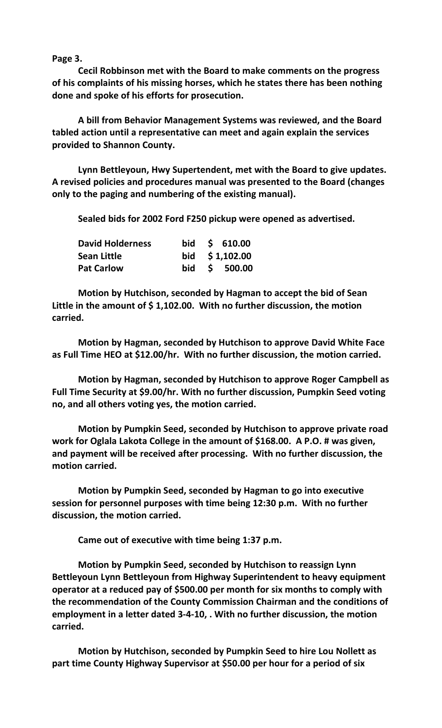**Page 3.**

**Cecil Robbinson met with the Board to make comments on the progress of his complaints of his missing horses, which he states there has been nothing done and spoke of his efforts for prosecution.**

**A bill from Behavior Management Systems was reviewed, and the Board tabled action until a representative can meet and again explain the services provided to Shannon County.**

**Lynn Bettleyoun, Hwy Supertendent, met with the Board to give updates. A revised policies and procedures manual was presented to the Board (changes only to the paging and numbering of the existing manual).**

**Sealed bids for 2002 Ford F250 pickup were opened as advertised.**

| | | |
|---|---|---|
| **David Holderness** | **bid** | **$ 610.00** |
| **Sean Little** | **bid** | **$ 1,102.00** |
| **Pat Carlow** | **bid** | **$ 500.00** |

**Motion by Hutchison, seconded by Hagman to accept the bid of Sean Little in the amount of $ 1,102.00. With no further discussion, the motion carried.**

**Motion by Hagman, seconded by Hutchison to approve David White Face as Full Time HEO at $12.00/hr. With no further discussion, the motion carried.**

**Motion by Hagman, seconded by Hutchison to approve Roger Campbell as Full Time Security at $9.00/hr. With no further discussion, Pumpkin Seed voting no, and all others voting yes, the motion carried.**

**Motion by Pumpkin Seed, seconded by Hutchison to approve private road work for Oglala Lakota College in the amount of $168.00. A P.O. # was given, and payment will be received after processing. With no further discussion, the motion carried.**

**Motion by Pumpkin Seed, seconded by Hagman to go into executive session for personnel purposes with time being 12:30 p.m. With no further discussion, the motion carried.**

**Came out of executive with time being 1:37 p.m.**

**Motion by Pumpkin Seed, seconded by Hutchison to reassign Lynn Bettleyoun Lynn Bettleyoun from Highway Superintendent to heavy equipment operator at a reduced pay of $500.00 per month for six months to comply with the recommendation of the County Commission Chairman and the conditions of employment in a letter dated 3-4-10, . With no further discussion, the motion carried.**

**Motion by Hutchison, seconded by Pumpkin Seed to hire Lou Nollett as part time County Highway Supervisor at $50.00 per hour for a period of six**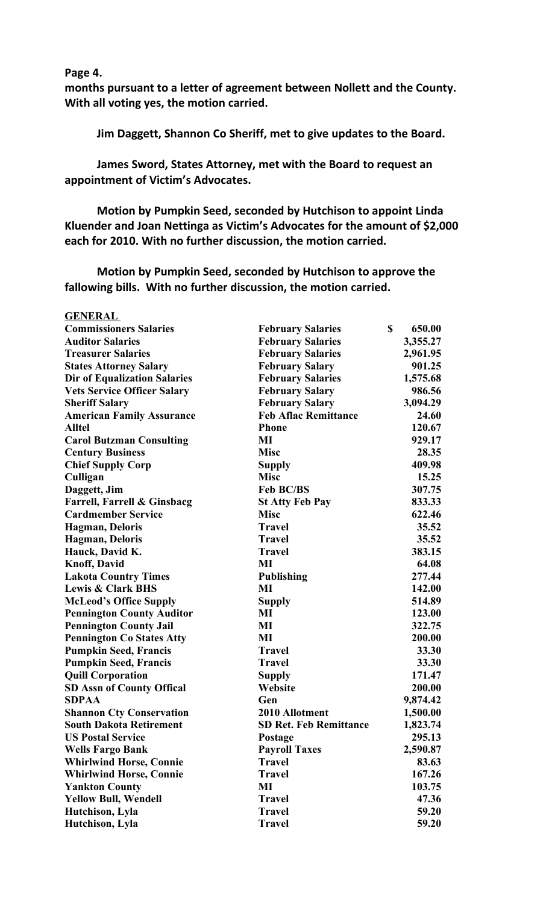**months pursuant to a letter of agreement between Nollett and the County. With all voting yes, the motion carried.**

**Jim Daggett, Shannon Co Sheriff, met to give updates to the Board.**

**James Sword, States Attorney, met with the Board to request an appointment of Victim's Advocates.**

**Motion by Pumpkin Seed, seconded by Hutchison to appoint Linda Kluender and Joan Nettinga as Victim's Advocates for the amount of $2,000 each for 2010. With no further discussion, the motion carried.**

**Motion by Pumpkin Seed, seconded by Hutchison to approve the fallowing bills. With no further discussion, the motion carried.**

**GENERAL**

| | | |
|---|---|---|
| **Commissioners Salaries** | **February Salaries** | **$ 650.00** |
| **Auditor Salaries** | **February Salaries** | **3,355.27** |
| **Treasurer Salaries** | **February Salaries** | **2,961.95** |
| **States Attorney Salary** | **February Salary** | **901.25** |
| **Dir of Equalization Salaries** | **February Salaries** | **1,575.68** |
| **Vets Service Officer Salary** | **February Salary** | **986.56** |
| **Sheriff Salary** | **February Salary** | **3,094.29** |
| **American Family Assurance** | **Feb Aflac Remittance** | **24.60** |
| **Alltel** | **Phone** | **120.67** |
| **Carol Butzman Consulting** | **MI** | **929.17** |
| **Century Business** | **Misc** | **28.35** |
| **Chief Supply Corp** | **Supply** | **409.98** |
| **Culligan** | **Misc** | **15.25** |
| **Daggett, Jim** | **Feb BC/BS** | **307.75** |
| **Farrell, Farrell & Ginsbacg** | **St Atty Feb Pay** | **833.33** |
| **Cardmember Service** | **Misc** | **622.46** |
| **Hagman, Deloris** | **Travel** | **35.52** |
| **Hagman, Deloris** | **Travel** | **35.52** |
| **Hauck, David K.** | **Travel** | **383.15** |
| **Knoff, David** | **MI** | **64.08** |
| **Lakota Country Times** | **Publishing** | **277.44** |
| **Lewis & Clark BHS** | **MI** | **142.00** |
| **McLeod's Office Supply** | **Supply** | **514.89** |
| **Pennington County Auditor** | **MI** | **123.00** |
| **Pennington County Jail** | **MI** | **322.75** |
| **Pennington Co States Atty** | **MI** | **200.00** |
| **Pumpkin Seed, Francis** | **Travel** | **33.30** |
| **Pumpkin Seed, Francis** | **Travel** | **33.30** |
| **Quill Corporation** | **Supply** | **171.47** |
| **SD Assn of County Offical** | **Website** | **200.00** |
| **SDPAA** | **Gen** | **9,874.42** |
| **Shannon Cty Conservation** | **2010 Allotment** | **1,500.00** |
| **South Dakota Retirement** | **SD Ret. Feb Remittance** | **1,823.74** |
| **US Postal Service** | **Postage** | **295.13** |
| **Wells Fargo Bank** | **Payroll Taxes** | **2,590.87** |
| **Whirlwind Horse, Connie** | **Travel** | **83.63** |
| **Whirlwind Horse, Connie** | **Travel** | **167.26** |
| **Yankton County** | **MI** | **103.75** |
| **Yellow Bull, Wendell** | **Travel** | **47.36** |
| **Hutchison, Lyla** | **Travel** | **59.20** |
| **Hutchison, Lyla** | **Travel** | **59.20** |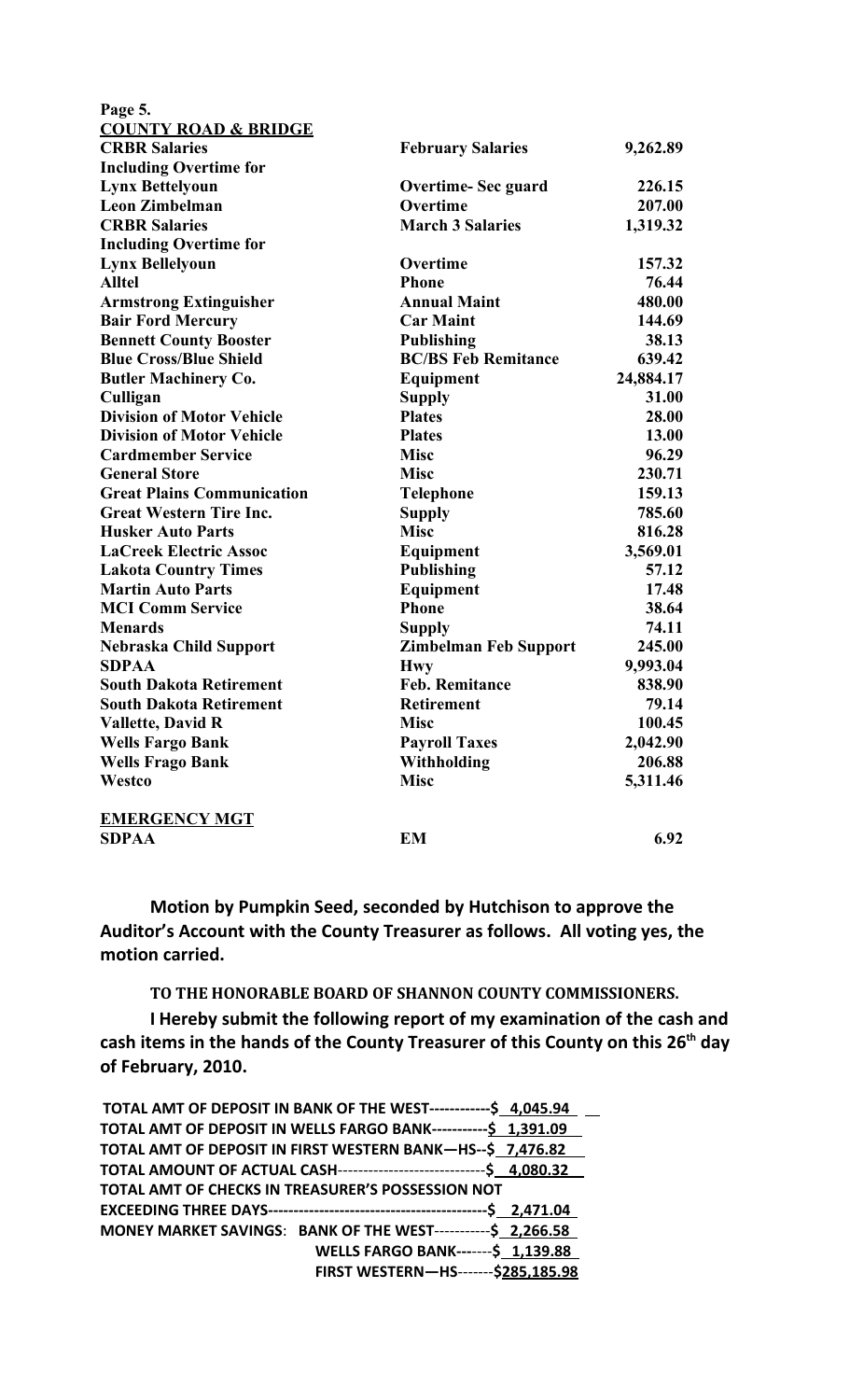Page 5.

**COUNTY ROAD & BRIDGE**

| | | |
|---|---|---|
| **CRBR Salaries** | **February Salaries** | **9,262.89** |
| **Including Overtime for** | | |
| **Lynx Bettelyoun** | **Overtime- Sec guard** | **226.15** |
| **Leon Zimbelman** | **Overtime** | **207.00** |
| **CRBR Salaries** | **March 3 Salaries** | **1,319.32** |
| **Including Overtime for** | | |
| **Lynx Bellelyoun** | **Overtime** | **157.32** |
| **Alltel** | **Phone** | **76.44** |
| **Armstrong Extinguisher** | **Annual Maint** | **480.00** |
| **Bair Ford Mercury** | **Car Maint** | **144.69** |
| **Bennett County Booster** | **Publishing** | **38.13** |
| **Blue Cross/Blue Shield** | **BC/BS Feb Remitance** | **639.42** |
| **Butler Machinery Co.** | **Equipment** | **24,884.17** |
| **Culligan** | **Supply** | **31.00** |
| **Division of Motor Vehicle** | **Plates** | **28.00** |
| **Division of Motor Vehicle** | **Plates** | **13.00** |
| **Cardmember Service** | **Misc** | **96.29** |
| **General Store** | **Misc** | **230.71** |
| **Great Plains Communication** | **Telephone** | **159.13** |
| **Great Western Tire Inc.** | **Supply** | **785.60** |
| **Husker Auto Parts** | **Misc** | **816.28** |
| **LaCreek Electric Assoc** | **Equipment** | **3,569.01** |
| **Lakota Country Times** | **Publishing** | **57.12** |
| **Martin Auto Parts** | **Equipment** | **17.48** |
| **MCI Comm Service** | **Phone** | **38.64** |
| **Menards** | **Supply** | **74.11** |
| **Nebraska Child Support** | **Zimbelman Feb Support** | **245.00** |
| **SDPAA** | **Hwy** | **9,993.04** |
| **South Dakota Retirement** | **Feb. Remitance** | **838.90** |
| **South Dakota Retirement** | **Retirement** | **79.14** |
| **Vallette, David R** | **Misc** | **100.45** |
| **Wells Fargo Bank** | **Payroll Taxes** | **2,042.90** |
| **Wells Frago Bank** | **Withholding** | **206.88** |
| **Westco** | **Misc** | **5,311.46** |

**EMERGENCY MGT**

| | | |
|---|---|---|
| **SDPAA** | **EM** | **6.92** |

**Motion by Pumpkin Seed, seconded by Hutchison to approve the Auditor's Account with the County Treasurer as follows. All voting yes, the motion carried.**

**TO THE HONORABLE BOARD OF SHANNON COUNTY COMMISSIONERS.**

**I Hereby submit the following report of my examination of the cash and cash items in the hands of the County Treasurer of this County on this 26th day of February, 2010.**

**TOTAL AMT OF DEPOSIT IN BANK OF THE WEST------------$ 4,045.94**
**TOTAL AMT OF DEPOSIT IN WELLS FARGO BANK-----------$ 1,391.09**
**TOTAL AMT OF DEPOSIT IN FIRST WESTERN BANK—HS--$ 7,476.82**
**TOTAL AMOUNT OF ACTUAL CASH----------------------------$ 4,080.32**
**TOTAL AMT OF CHECKS IN TREASURER'S POSSESSION NOT EXCEEDING THREE DAYS-------------------------------------------$ 2,471.04**
**MONEY MARKET SAVINGS: BANK OF THE WEST-----------$ 2,266.58**
**WELLS FARGO BANK-------$ 1,139.88**
**FIRST WESTERN—HS-------$285,185.98**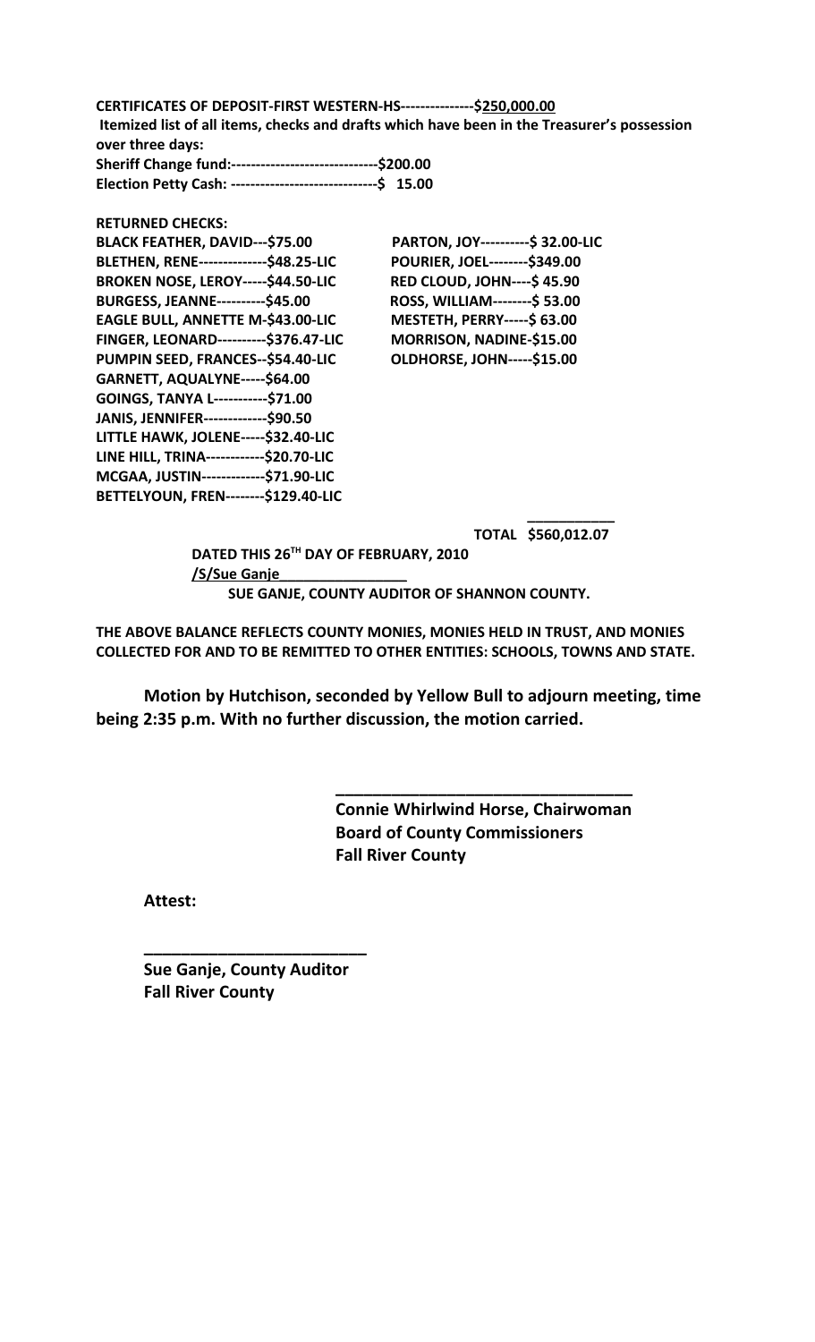**CERTIFICATES OF DEPOSIT-FIRST WESTERN-HS---------------$250,000.00**

**Itemized list of all items, checks and drafts which have been in the Treasurer's possession over three days:**

**Sheriff Change fund:------------------------------$200.00**

**Election Petty Cash: ------------------------------$ 15.00**

**RETURNED CHECKS:**

**BLACK FEATHER, DAVID---$75.00**
**BLETHEN, RENE--------------$48.25-LIC**
**BROKEN NOSE, LEROY-----$44.50-LIC**
**BURGESS, JEANNE----------$45.00**
**EAGLE BULL, ANNETTE M-$43.00-LIC**
**FINGER, LEONARD----------$376.47-LIC**
**PUMPIN SEED, FRANCES--$54.40-LIC**
**GARNETT, AQUALYNE-----$64.00**
**GOINGS, TANYA L-----------$71.00**
**JANIS, JENNIFER-------------$90.50**
**LITTLE HAWK, JOLENE-----$32.40-LIC**
**LINE HILL, TRINA------------$20.70-LIC**
**MCGAA, JUSTIN-------------$71.90-LIC**
**BETTELYOUN, FREN--------$129.40-LIC**
**PARTON, JOY----------$ 32.00-LIC**
**POURIER, JOEL--------$349.00**
**RED CLOUD, JOHN----$ 45.90**
**ROSS, WILLIAM--------$ 53.00**
**MESTETH, PERRY-----$ 63.00**
**MORRISON, NADINE-$15.00**
**OLDHORSE, JOHN-----$15.00**

**TOTAL $560,012.07**

**DATED THIS 26TH DAY OF FEBRUARY, 2010**

**/S/Sue Ganje**

**SUE GANJE, COUNTY AUDITOR OF SHANNON COUNTY.**

**THE ABOVE BALANCE REFLECTS COUNTY MONIES, MONIES HELD IN TRUST, AND MONIES COLLECTED FOR AND TO BE REMITTED TO OTHER ENTITIES: SCHOOLS, TOWNS AND STATE.**

**Motion by Hutchison, seconded by Yellow Bull to adjourn meeting, time being 2:35 p.m. With no further discussion, the motion carried.**

**\_\_\_\_\_\_\_\_\_\_\_\_\_\_\_\_\_\_\_\_\_\_\_\_\_\_\_\_\_\_\_\_**

**Connie Whirlwind Horse, Chairwoman**
**Board of County Commissioners**
**Fall River County**

**Attest:**

**\_\_\_\_\_\_\_\_\_\_\_\_\_\_\_\_\_\_\_\_\_\_\_\_\_\_**

**Sue Ganje, County Auditor**
**Fall River County**